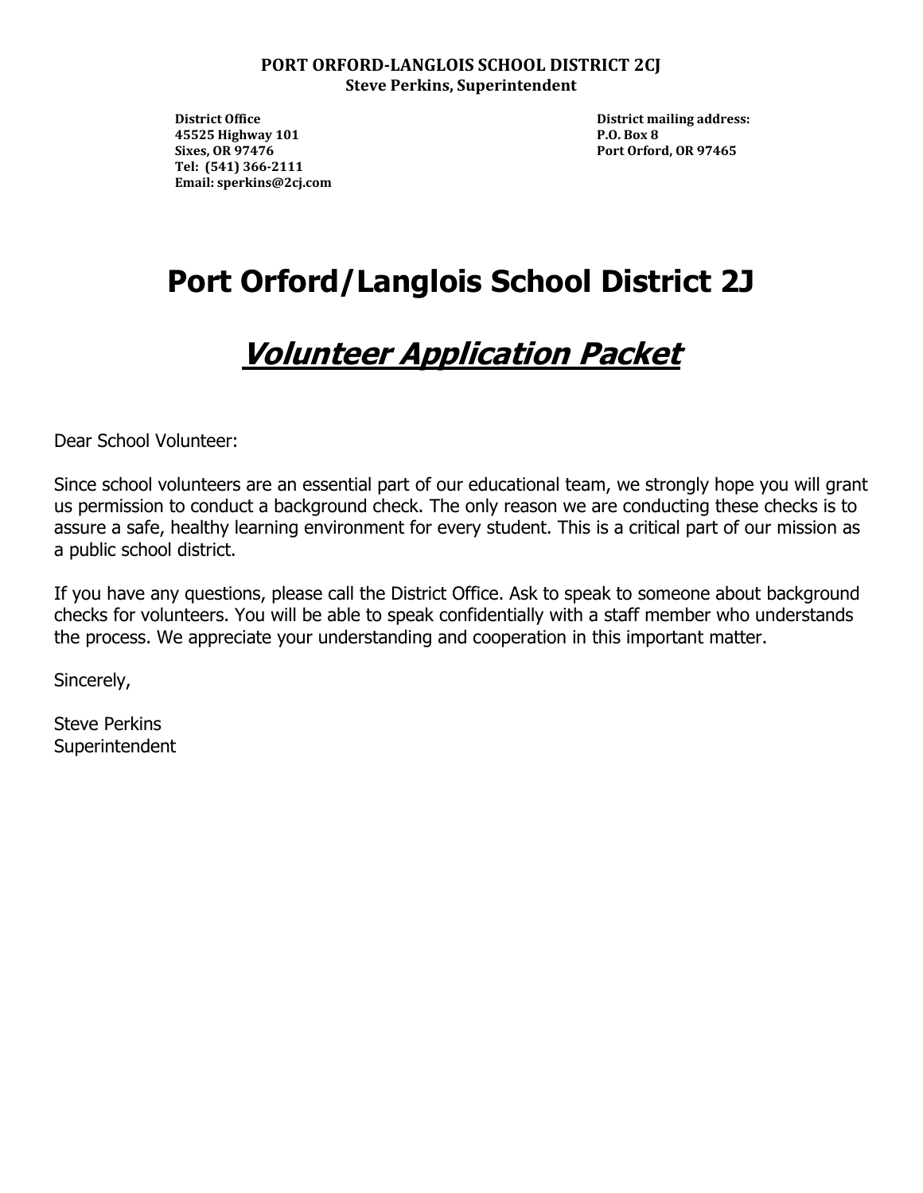**PORT ORFORD-LANGLOIS SCHOOL DISTRICT 2CJ**
**Steve Perkins, Superintendent**

**District Office**
**45525 Highway 101**
**Sixes, OR 97476**
**Tel: (541) 366-2111**
**Email: sperkins@2cj.com**

**District mailing address:**
**P.O. Box 8**
**Port Orford, OR 97465**

# Port Orford/Langlois School District 2J

## ***Volunteer Application Packet***

Dear School Volunteer:

Since school volunteers are an essential part of our educational team, we strongly hope you will grant us permission to conduct a background check. The only reason we are conducting these checks is to assure a safe, healthy learning environment for every student. This is a critical part of our mission as a public school district.

If you have any questions, please call the District Office. Ask to speak to someone about background checks for volunteers. You will be able to speak confidentially with a staff member who understands the process. We appreciate your understanding and cooperation in this important matter.

Sincerely,

Steve Perkins
Superintendent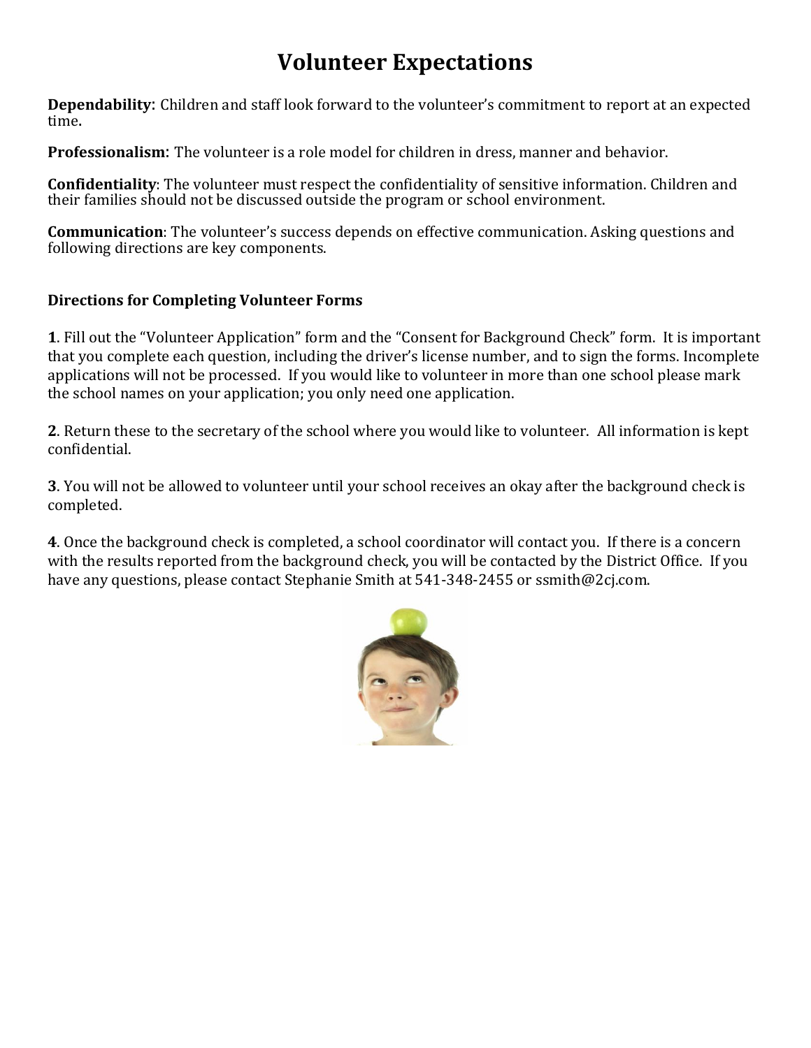# Volunteer Expectations

**Dependability:** Children and staff look forward to the volunteer's commitment to report at an expected time.

**Professionalism:** The volunteer is a role model for children in dress, manner and behavior.

**Confidentiality**: The volunteer must respect the confidentiality of sensitive information. Children and their families should not be discussed outside the program or school environment.

**Communication**: The volunteer's success depends on effective communication. Asking questions and following directions are key components.

### Directions for Completing Volunteer Forms

**1**. Fill out the "Volunteer Application" form and the "Consent for Background Check" form. It is important that you complete each question, including the driver's license number, and to sign the forms. Incomplete applications will not be processed. If you would like to volunteer in more than one school please mark the school names on your application; you only need one application.

**2**. Return these to the secretary of the school where you would like to volunteer. All information is kept confidential.

**3**. You will not be allowed to volunteer until your school receives an okay after the background check is completed.

**4**. Once the background check is completed, a school coordinator will contact you. If there is a concern with the results reported from the background check, you will be contacted by the District Office. If you have any questions, please contact Stephanie Smith at 541-348-2455 or ssmith@2cj.com.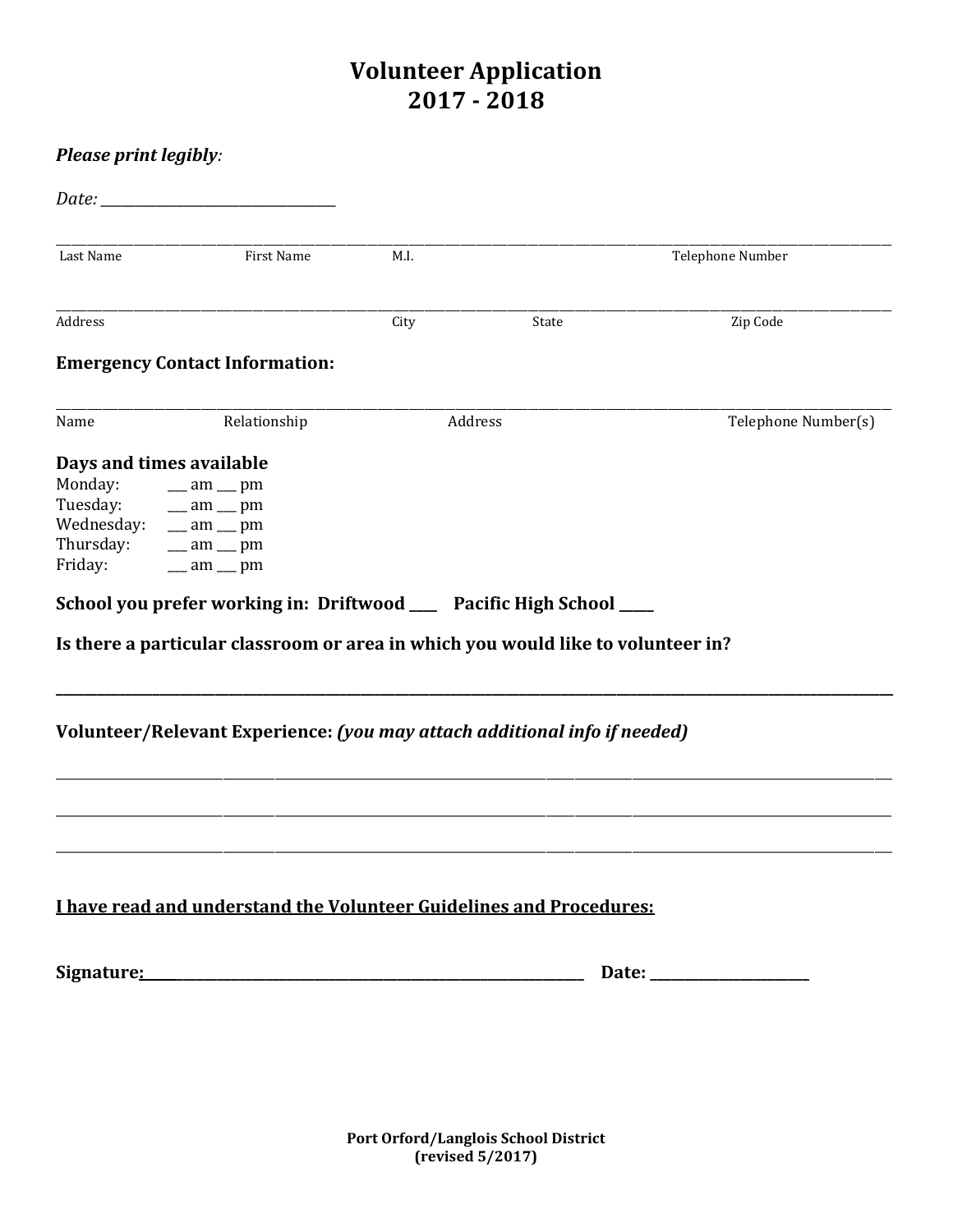# Volunteer Application
# 2017 - 2018

***Please print legibly:***

*Date:* ___________________________________

______________________________________________________________________________________________________________

Last Name First Name M.I. Telephone Number

______________________________________________________________________________________________________________

Address City State Zip Code

**Emergency Contact Information:**

______________________________________________________________________________________________________________

Name Relationship Address Telephone Number(s)

**Days and times available**

Monday: ___ am ___ pm
Tuesday: ___ am ___ pm
Wednesday: ___ am ___ pm
Thursday: ___ am ___ pm
Friday: ___ am ___ pm

**School you prefer working in: Driftwood ____ Pacific High School _____**

**Is there a particular classroom or area in which you would like to volunteer in?**

______________________________________________________________________________________________________________

**Volunteer/Relevant Experience:** ***(you may attach additional info if needed)***

______________________________________________________________________________________________________________

______________________________________________________________________________________________________________

______________________________________________________________________________________________________________

**<u>I have read and understand the Volunteer Guidelines and Procedures:</u>**

**Signature:**_______________________________________________________________ **Date:** _______________________

**Port Orford/Langlois School District**
**(revised 5/2017)**